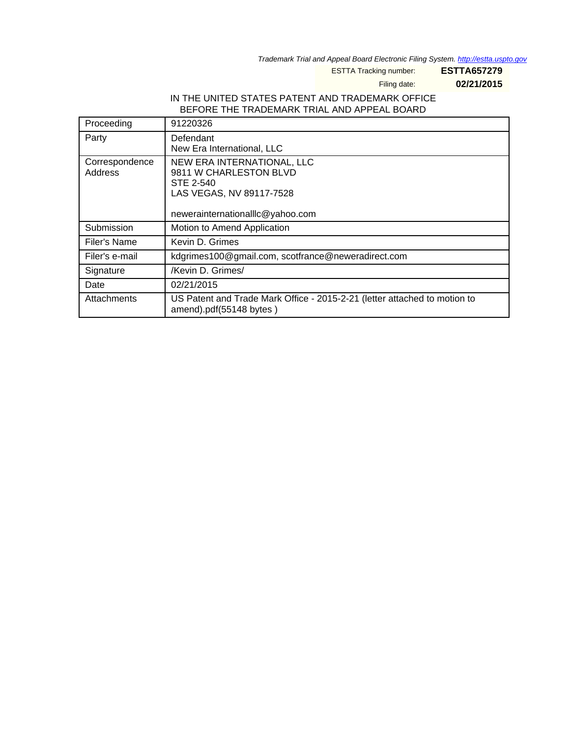*Trademark Trial and Appeal Board Electronic Filing System. http://estta.uspto.gov*

ESTTA Tracking number: **ESTTA657279**

Filing date: **02/21/2015**

IN THE UNITED STATES PATENT AND TRADEMARK OFFICE
BEFORE THE TRADEMARK TRIAL AND APPEAL BOARD

| | |
|---|---|
| Proceeding | 91220326 |
| Party | Defendant<br>New Era International, LLC |
| Correspondence Address | NEW ERA INTERNATIONAL, LLC<br>9811 W CHARLESTON BLVD<br>STE 2-540<br>LAS VEGAS, NV 89117-7528<br><br>newerainternationalllc@yahoo.com |
| Submission | Motion to Amend Application |
| Filer's Name | Kevin D. Grimes |
| Filer's e-mail | kdgrimes100@gmail.com, scotfrance@neweradirect.com |
| Signature | /Kevin D. Grimes/ |
| Date | 02/21/2015 |
| Attachments | US Patent and Trade Mark Office - 2015-2-21 (letter attached to motion to amend).pdf(55148 bytes ) |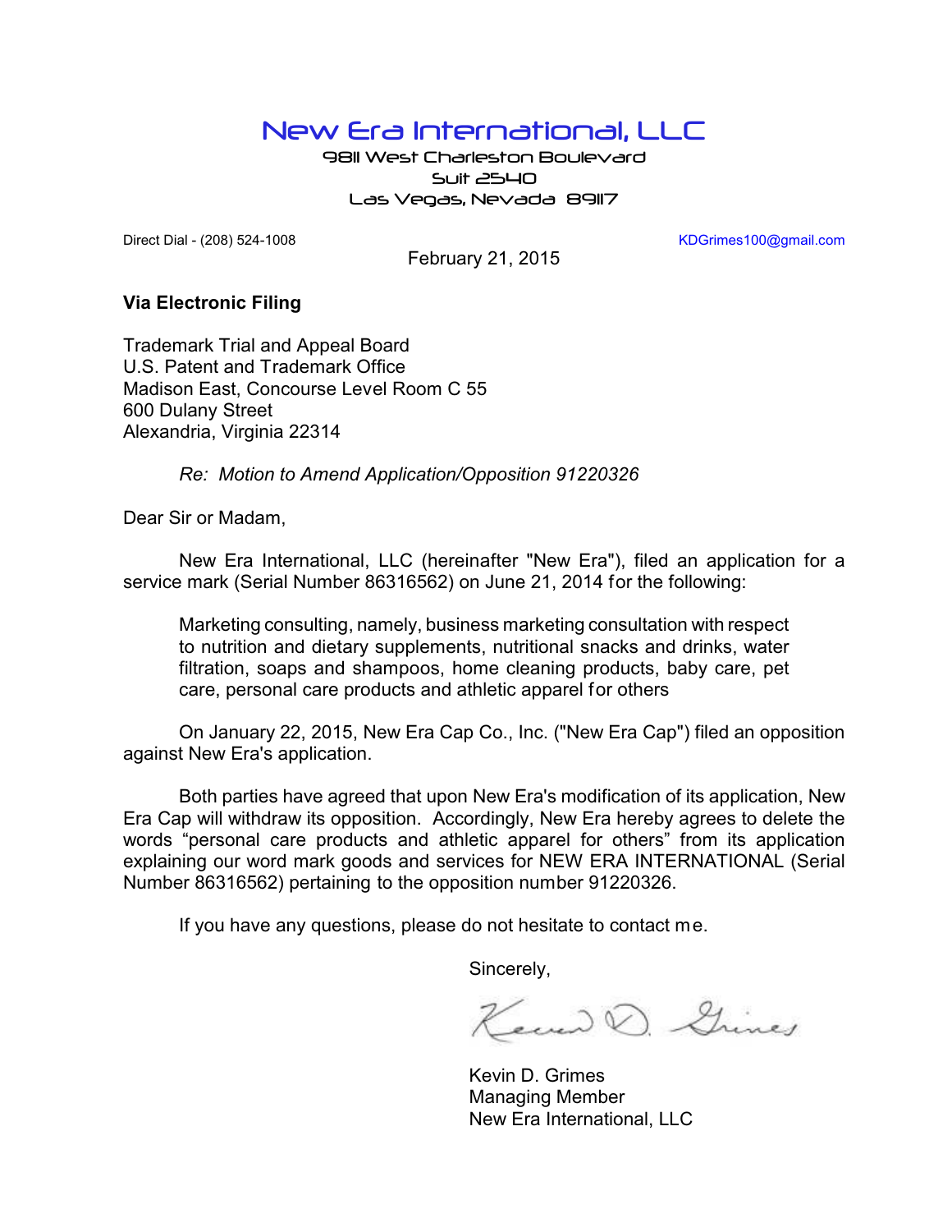# New Era International, LLC

9811 West Charleston Boulevard
Suit 2540
Las Vegas, Nevada 89117

Direct Dial - (208) 524-1008

KDGrimes100@gmail.com

February 21, 2015

**Via Electronic Filing**

Trademark Trial and Appeal Board
U.S. Patent and Trademark Office
Madison East, Concourse Level Room C 55
600 Dulany Street
Alexandria, Virginia 22314

*Re: Motion to Amend Application/Opposition 91220326*

Dear Sir or Madam,

New Era International, LLC (hereinafter "New Era"), filed an application for a service mark (Serial Number 86316562) on June 21, 2014 for the following:

> Marketing consulting, namely, business marketing consultation with respect to nutrition and dietary supplements, nutritional snacks and drinks, water filtration, soaps and shampoos, home cleaning products, baby care, pet care, personal care products and athletic apparel for others

On January 22, 2015, New Era Cap Co., Inc. ("New Era Cap") filed an opposition against New Era's application.

Both parties have agreed that upon New Era's modification of its application, New Era Cap will withdraw its opposition. Accordingly, New Era hereby agrees to delete the words "personal care products and athletic apparel for others" from its application explaining our word mark goods and services for NEW ERA INTERNATIONAL (Serial Number 86316562) pertaining to the opposition number 91220326.

If you have any questions, please do not hesitate to contact me.

Sincerely,

Kevin D. Grimes

Kevin D. Grimes
Managing Member
New Era International, LLC